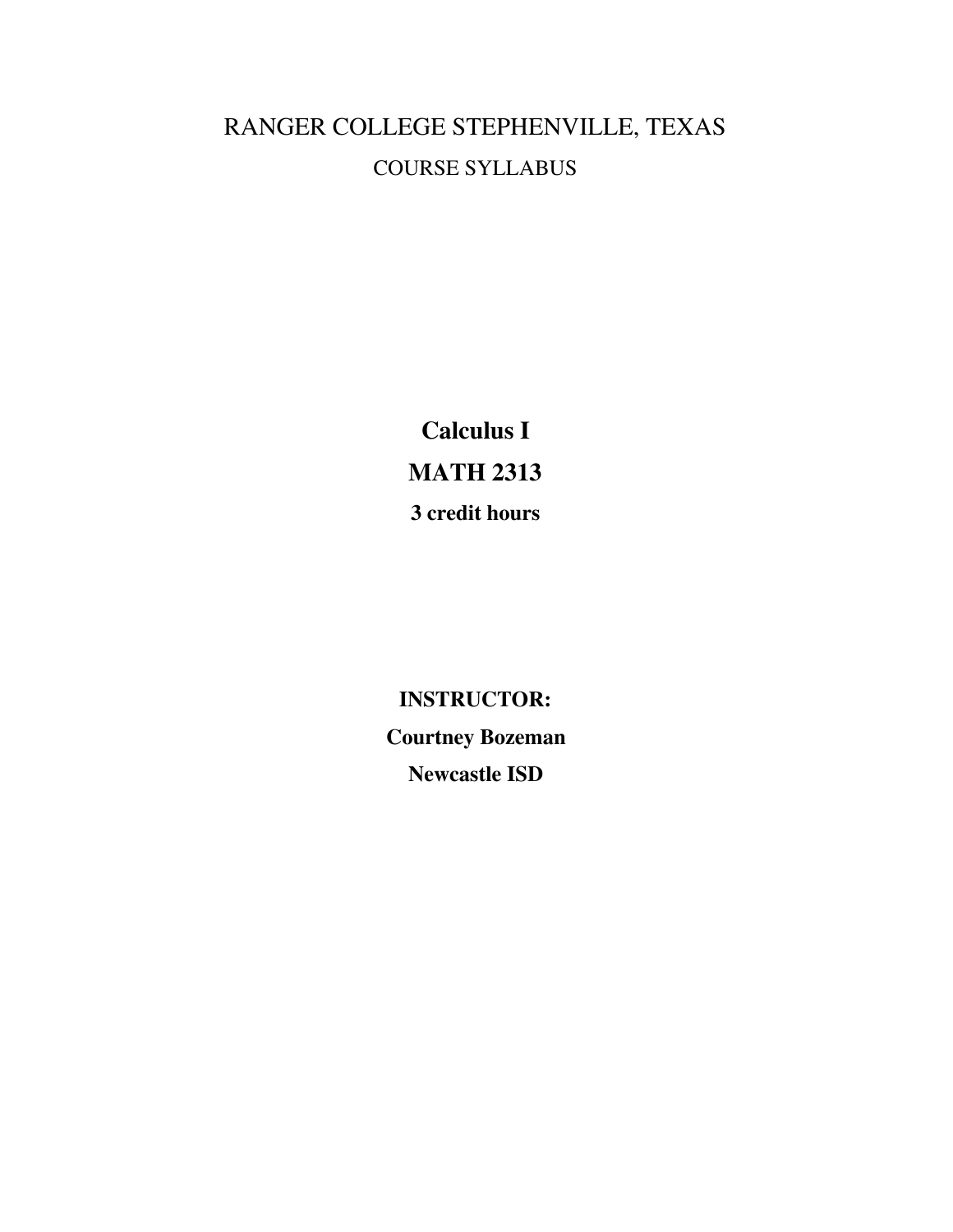# RANGER COLLEGE STEPHENVILLE, TEXAS

## COURSE SYLLABUS

**Calculus I**

**MATH 2313**

**3 credit hours**

**INSTRUCTOR:**

**Courtney Bozeman**

**Newcastle ISD**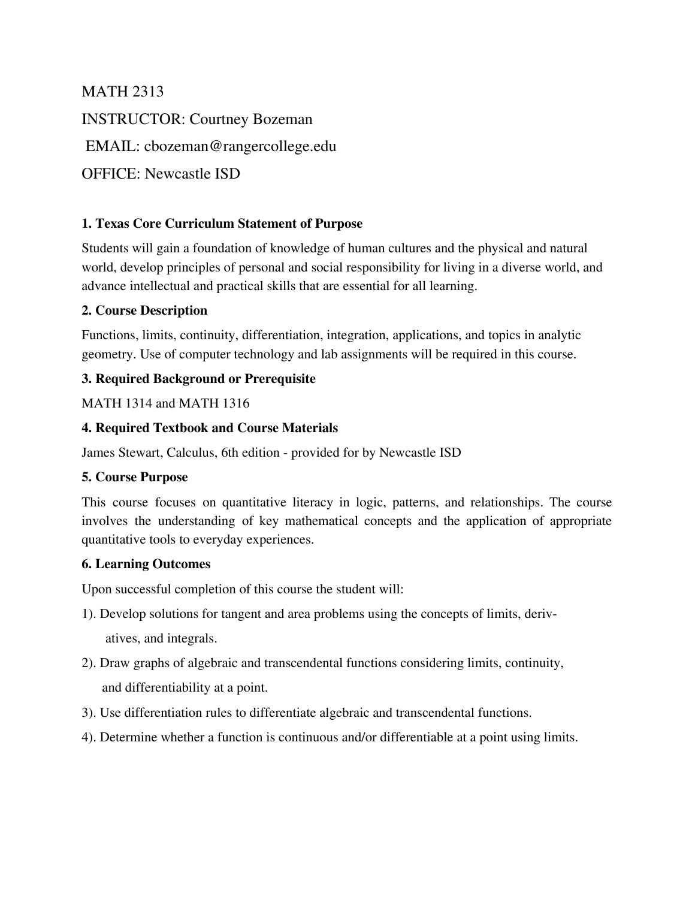MATH 2313

INSTRUCTOR: Courtney Bozeman

EMAIL: cbozeman@rangercollege.edu

OFFICE: Newcastle ISD

**1. Texas Core Curriculum Statement of Purpose**

Students will gain a foundation of knowledge of human cultures and the physical and natural world, develop principles of personal and social responsibility for living in a diverse world, and advance intellectual and practical skills that are essential for all learning.

**2. Course Description**

Functions, limits, continuity, differentiation, integration, applications, and topics in analytic geometry. Use of computer technology and lab assignments will be required in this course.

**3. Required Background or Prerequisite**

MATH 1314 and MATH 1316

**4. Required Textbook and Course Materials**

James Stewart, Calculus, 6th edition - provided for by Newcastle ISD

**5. Course Purpose**

This course focuses on quantitative literacy in logic, patterns, and relationships. The course involves the understanding of key mathematical concepts and the application of appropriate quantitative tools to everyday experiences.

**6. Learning Outcomes**

Upon successful completion of this course the student will:

1). Develop solutions for tangent and area problems using the concepts of limits, derivatives, and integrals.

2). Draw graphs of algebraic and transcendental functions considering limits, continuity, and differentiability at a point.

3). Use differentiation rules to differentiate algebraic and transcendental functions.

4). Determine whether a function is continuous and/or differentiable at a point using limits.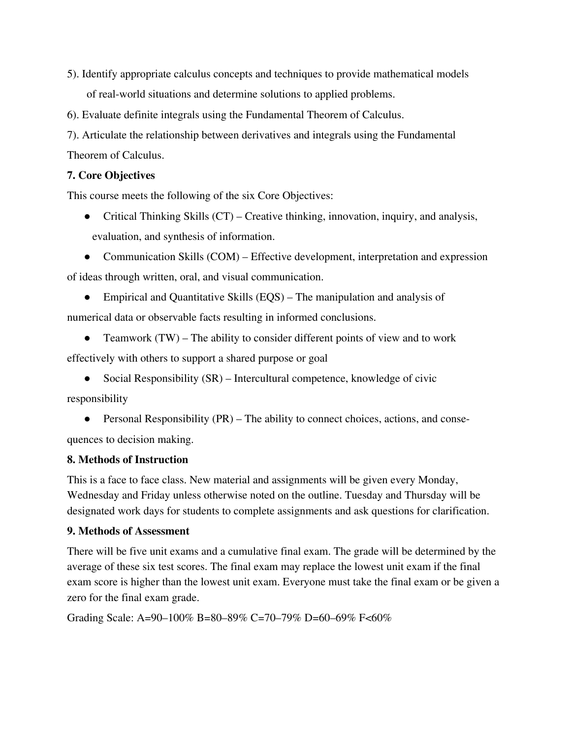5). Identify appropriate calculus concepts and techniques to provide mathematical models of real-world situations and determine solutions to applied problems.

6). Evaluate definite integrals using the Fundamental Theorem of Calculus.

7). Articulate the relationship between derivatives and integrals using the Fundamental Theorem of Calculus.

**7. Core Objectives**

This course meets the following of the six Core Objectives:

- Critical Thinking Skills (CT) – Creative thinking, innovation, inquiry, and analysis, evaluation, and synthesis of information.
- Communication Skills (COM) – Effective development, interpretation and expression of ideas through written, oral, and visual communication.
- Empirical and Quantitative Skills (EQS) – The manipulation and analysis of numerical data or observable facts resulting in informed conclusions.
- Teamwork (TW) – The ability to consider different points of view and to work effectively with others to support a shared purpose or goal
- Social Responsibility (SR) – Intercultural competence, knowledge of civic responsibility
- Personal Responsibility (PR) – The ability to connect choices, actions, and consequences to decision making.

**8. Methods of Instruction**

This is a face to face class. New material and assignments will be given every Monday, Wednesday and Friday unless otherwise noted on the outline. Tuesday and Thursday will be designated work days for students to complete assignments and ask questions for clarification.

**9. Methods of Assessment**

There will be five unit exams and a cumulative final exam. The grade will be determined by the average of these six test scores. The final exam may replace the lowest unit exam if the final exam score is higher than the lowest unit exam. Everyone must take the final exam or be given a zero for the final exam grade.

Grading Scale: A=90–100% B=80–89% C=70–79% D=60–69% F<60%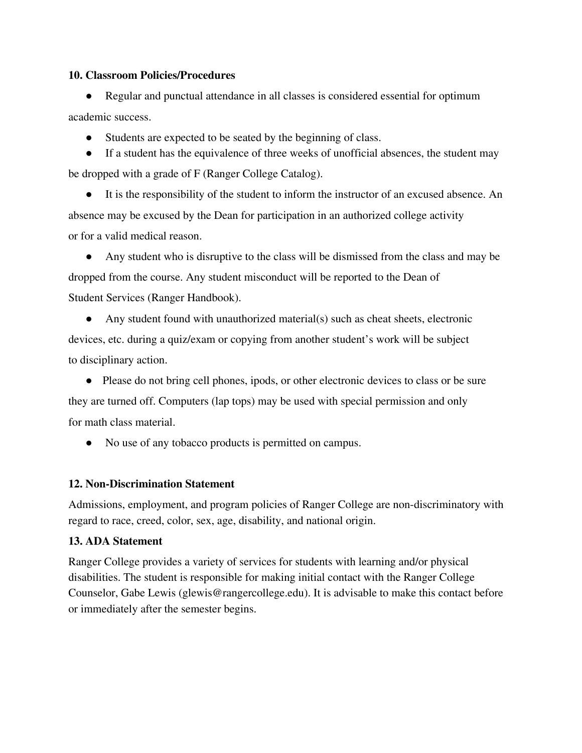**10. Classroom Policies/Procedures**

- Regular and punctual attendance in all classes is considered essential for optimum academic success.
- Students are expected to be seated by the beginning of class.
- If a student has the equivalence of three weeks of unofficial absences, the student may be dropped with a grade of F (Ranger College Catalog).
- It is the responsibility of the student to inform the instructor of an excused absence. An absence may be excused by the Dean for participation in an authorized college activity or for a valid medical reason.
- Any student who is disruptive to the class will be dismissed from the class and may be dropped from the course. Any student misconduct will be reported to the Dean of Student Services (Ranger Handbook).
- Any student found with unauthorized material(s) such as cheat sheets, electronic devices, etc. during a quiz/exam or copying from another student's work will be subject to disciplinary action.
- Please do not bring cell phones, ipods, or other electronic devices to class or be sure they are turned off. Computers (lap tops) may be used with special permission and only for math class material.
- No use of any tobacco products is permitted on campus.

**12. Non-Discrimination Statement**

Admissions, employment, and program policies of Ranger College are non-discriminatory with regard to race, creed, color, sex, age, disability, and national origin.

**13. ADA Statement**

Ranger College provides a variety of services for students with learning and/or physical disabilities. The student is responsible for making initial contact with the Ranger College Counselor, Gabe Lewis (glewis@rangercollege.edu). It is advisable to make this contact before or immediately after the semester begins.